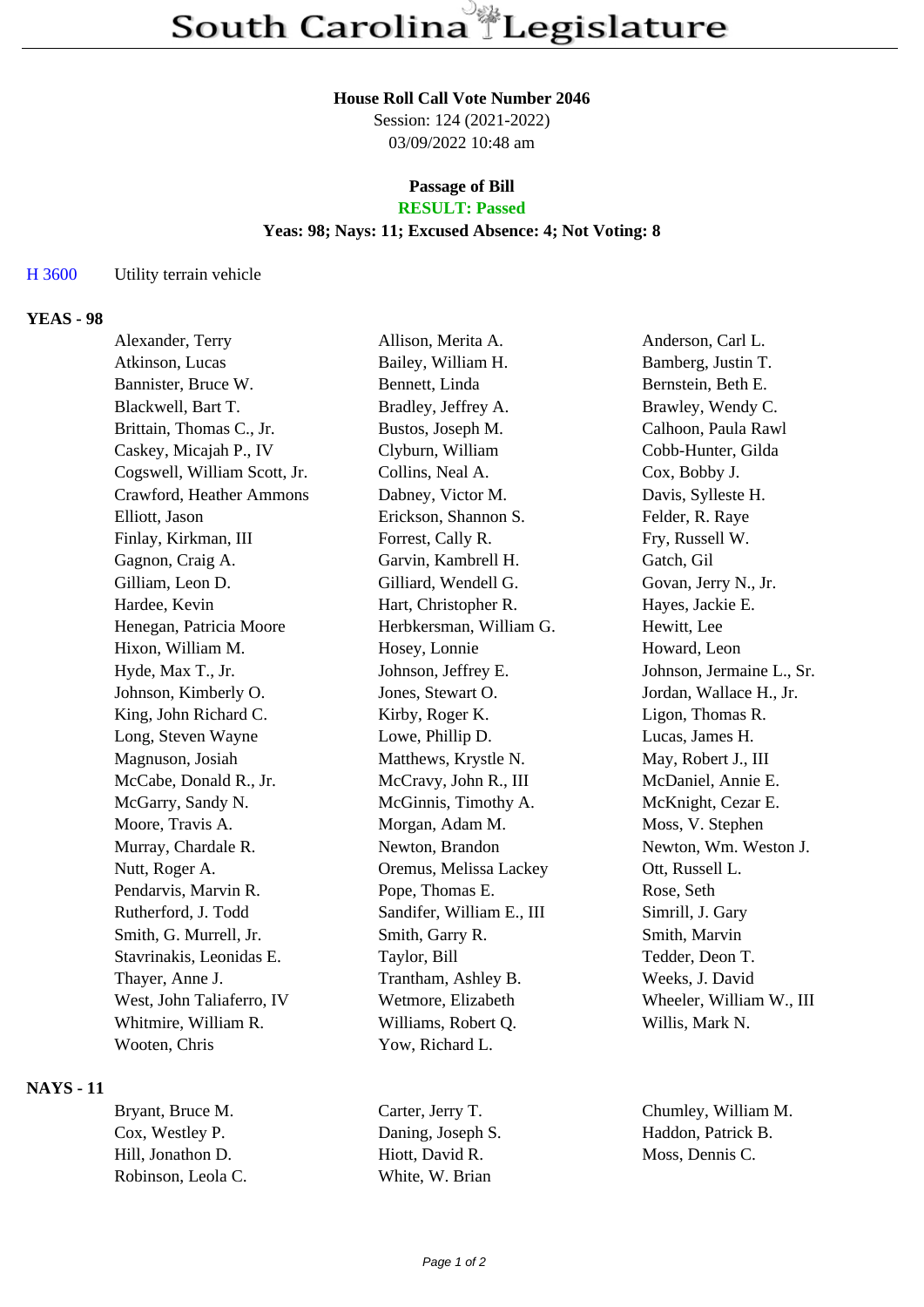# South Carolina Legislature

**House Roll Call Vote Number 2046**
Session: 124 (2021-2022)
03/09/2022 10:48 am

**Passage of Bill**
**RESULT: Passed**
**Yeas: 98; Nays: 11; Excused Absence: 4; Not Voting: 8**

H 3600 Utility terrain vehicle

## YEAS - 98

| | | |
|---|---|---|
| Alexander, Terry | Allison, Merita A. | Anderson, Carl L. |
| Atkinson, Lucas | Bailey, William H. | Bamberg, Justin T. |
| Bannister, Bruce W. | Bennett, Linda | Bernstein, Beth E. |
| Blackwell, Bart T. | Bradley, Jeffrey A. | Brawley, Wendy C. |
| Brittain, Thomas C., Jr. | Bustos, Joseph M. | Calhoon, Paula Rawl |
| Caskey, Micajah P., IV | Clyburn, William | Cobb-Hunter, Gilda |
| Cogswell, William Scott, Jr. | Collins, Neal A. | Cox, Bobby J. |
| Crawford, Heather Ammons | Dabney, Victor M. | Davis, Sylleste H. |
| Elliott, Jason | Erickson, Shannon S. | Felder, R. Raye |
| Finlay, Kirkman, III | Forrest, Cally R. | Fry, Russell W. |
| Gagnon, Craig A. | Garvin, Kambrell H. | Gatch, Gil |
| Gilliam, Leon D. | Gilliard, Wendell G. | Govan, Jerry N., Jr. |
| Hardee, Kevin | Hart, Christopher R. | Hayes, Jackie E. |
| Henegan, Patricia Moore | Herbkersman, William G. | Hewitt, Lee |
| Hixon, William M. | Hosey, Lonnie | Howard, Leon |
| Hyde, Max T., Jr. | Johnson, Jeffrey E. | Johnson, Jermaine L., Sr. |
| Johnson, Kimberly O. | Jones, Stewart O. | Jordan, Wallace H., Jr. |
| King, John Richard C. | Kirby, Roger K. | Ligon, Thomas R. |
| Long, Steven Wayne | Lowe, Phillip D. | Lucas, James H. |
| Magnuson, Josiah | Matthews, Krystle N. | May, Robert J., III |
| McCabe, Donald R., Jr. | McCravy, John R., III | McDaniel, Annie E. |
| McGarry, Sandy N. | McGinnis, Timothy A. | McKnight, Cezar E. |
| Moore, Travis A. | Morgan, Adam M. | Moss, V. Stephen |
| Murray, Chardale R. | Newton, Brandon | Newton, Wm. Weston J. |
| Nutt, Roger A. | Oremus, Melissa Lackey | Ott, Russell L. |
| Pendarvis, Marvin R. | Pope, Thomas E. | Rose, Seth |
| Rutherford, J. Todd | Sandifer, William E., III | Simrill, J. Gary |
| Smith, G. Murrell, Jr. | Smith, Garry R. | Smith, Marvin |
| Stavrinakis, Leonidas E. | Taylor, Bill | Tedder, Deon T. |
| Thayer, Anne J. | Trantham, Ashley B. | Weeks, J. David |
| West, John Taliaferro, IV | Wetmore, Elizabeth | Wheeler, William W., III |
| Whitmire, William R. | Williams, Robert Q. | Willis, Mark N. |
| Wooten, Chris | Yow, Richard L. | |

## NAYS - 11

| | | |
|---|---|---|
| Bryant, Bruce M. | Carter, Jerry T. | Chumley, William M. |
| Cox, Westley P. | Daning, Joseph S. | Haddon, Patrick B. |
| Hill, Jonathon D. | Hiott, David R. | Moss, Dennis C. |
| Robinson, Leola C. | White, W. Brian | |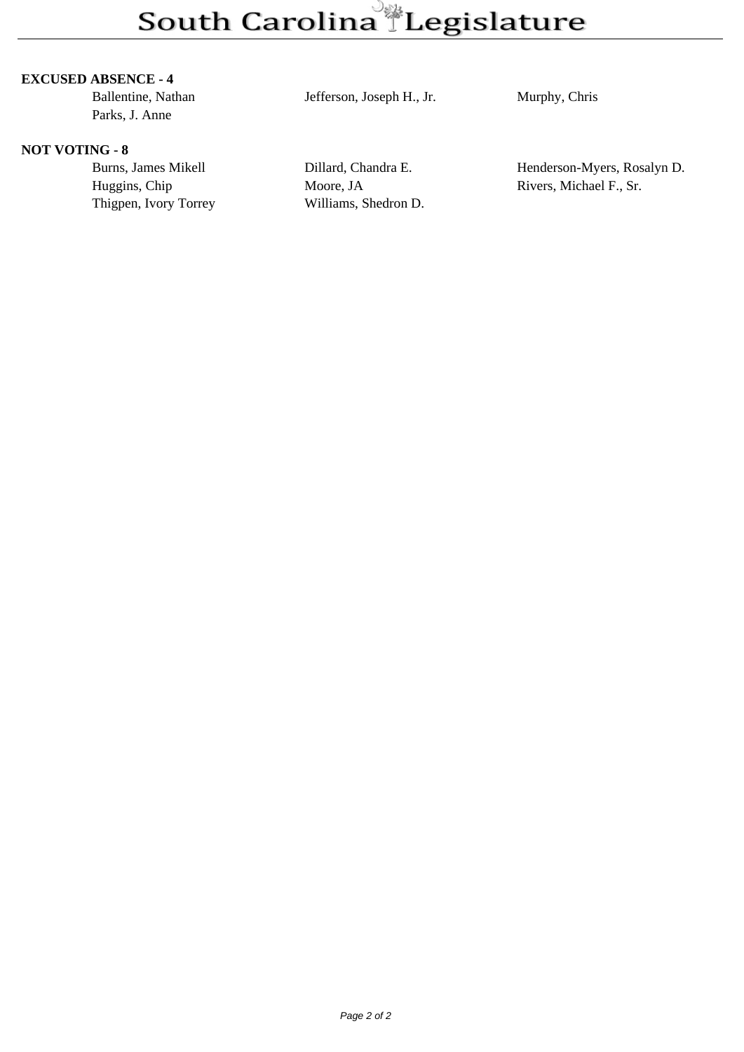**EXCUSED ABSENCE - 4**

| | | |
|---|---|---|
| Ballentine, Nathan | Jefferson, Joseph H., Jr. | Murphy, Chris |
| Parks, J. Anne | | |

**NOT VOTING - 8**

| | | |
|---|---|---|
| Burns, James Mikell | Dillard, Chandra E. | Henderson-Myers, Rosalyn D. |
| Huggins, Chip | Moore, JA | Rivers, Michael F., Sr. |
| Thigpen, Ivory Torrey | Williams, Shedron D. | |